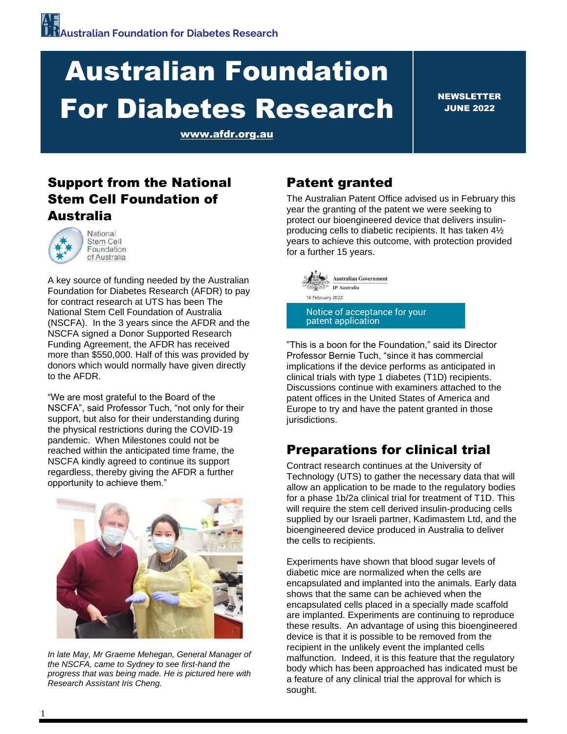Australian Foundation for Diabetes Research

# Australian Foundation For Diabetes Research

www.afdr.org.au

NEWSLETTER
JUNE 2022

## Support from the National Stem Cell Foundation of Australia

National Stem Cell Foundation of Australia

A key source of funding needed by the Australian Foundation for Diabetes Research (AFDR) to pay for contract research at UTS has been The National Stem Cell Foundation of Australia (NSCFA). In the 3 years since the AFDR and the NSCFA signed a Donor Supported Research Funding Agreement, the AFDR has received more than $550,000. Half of this was provided by donors which would normally have given directly to the AFDR.

"We are most grateful to the Board of the NSCFA", said Professor Tuch, "not only for their support, but also for their understanding during the physical restrictions during the COVID-19 pandemic. When Milestones could not be reached within the anticipated time frame, the NSCFA kindly agreed to continue its support regardless, thereby giving the AFDR a further opportunity to achieve them."

*In late May, Mr Graeme Mehegan, General Manager of the NSCFA, came to Sydney to see first-hand the progress that was being made. He is pictured here with Research Assistant Iris Cheng.*

## Patent granted

The Australian Patent Office advised us in February this year the granting of the patent we were seeking to protect our bioengineered device that delivers insulin-producing cells to diabetic recipients. It has taken 4½ years to achieve this outcome, with protection provided for a further 15 years.

Australian Government
IP Australia
16 February 2022
Notice of acceptance for your patent application

"This is a boon for the Foundation," said its Director Professor Bernie Tuch, "since it has commercial implications if the device performs as anticipated in clinical trials with type 1 diabetes (T1D) recipients. Discussions continue with examiners attached to the patent offices in the United States of America and Europe to try and have the patent granted in those jurisdictions.

## Preparations for clinical trial

Contract research continues at the University of Technology (UTS) to gather the necessary data that will allow an application to be made to the regulatory bodies for a phase 1b/2a clinical trial for treatment of T1D. This will require the stem cell derived insulin-producing cells supplied by our Israeli partner, Kadimastem Ltd, and the bioengineered device produced in Australia to deliver the cells to recipients.

Experiments have shown that blood sugar levels of diabetic mice are normalized when the cells are encapsulated and implanted into the animals. Early data shows that the same can be achieved when the encapsulated cells placed in a specially made scaffold are implanted. Experiments are continuing to reproduce these results. An advantage of using this bioengineered device is that it is possible to be removed from the recipient in the unlikely event the implanted cells malfunction. Indeed, it is this feature that the regulatory body which has been approached has indicated must be a feature of any clinical trial the approval for which is sought.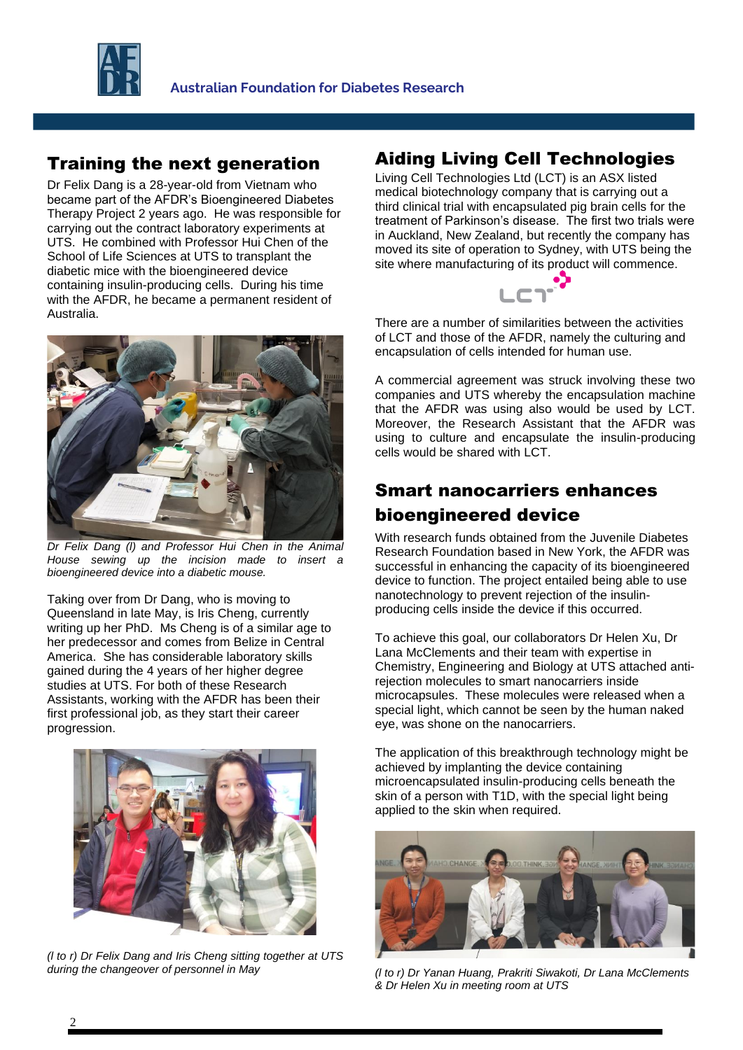## Training the next generation

Dr Felix Dang is a 28-year-old from Vietnam who became part of the AFDR's Bioengineered Diabetes Therapy Project 2 years ago. He was responsible for carrying out the contract laboratory experiments at UTS. He combined with Professor Hui Chen of the School of Life Sciences at UTS to transplant the diabetic mice with the bioengineered device containing insulin-producing cells. During his time with the AFDR, he became a permanent resident of Australia.

*Dr Felix Dang (l) and Professor Hui Chen in the Animal House sewing up the incision made to insert a bioengineered device into a diabetic mouse.*

Taking over from Dr Dang, who is moving to Queensland in late May, is Iris Cheng, currently writing up her PhD. Ms Cheng is of a similar age to her predecessor and comes from Belize in Central America. She has considerable laboratory skills gained during the 4 years of her higher degree studies at UTS. For both of these Research Assistants, working with the AFDR has been their first professional job, as they start their career progression.

*(l to r) Dr Felix Dang and Iris Cheng sitting together at UTS during the changeover of personnel in May*

## Aiding Living Cell Technologies

Living Cell Technologies Ltd (LCT) is an ASX listed medical biotechnology company that is carrying out a third clinical trial with encapsulated pig brain cells for the treatment of Parkinson's disease. The first two trials were in Auckland, New Zealand, but recently the company has moved its site of operation to Sydney, with UTS being the site where manufacturing of its product will commence.

There are a number of similarities between the activities of LCT and those of the AFDR, namely the culturing and encapsulation of cells intended for human use.

A commercial agreement was struck involving these two companies and UTS whereby the encapsulation machine that the AFDR was using also would be used by LCT. Moreover, the Research Assistant that the AFDR was using to culture and encapsulate the insulin-producing cells would be shared with LCT.

## Smart nanocarriers enhances bioengineered device

With research funds obtained from the Juvenile Diabetes Research Foundation based in New York, the AFDR was successful in enhancing the capacity of its bioengineered device to function. The project entailed being able to use nanotechnology to prevent rejection of the insulin-producing cells inside the device if this occurred.

To achieve this goal, our collaborators Dr Helen Xu, Dr Lana McClements and their team with expertise in Chemistry, Engineering and Biology at UTS attached anti-rejection molecules to smart nanocarriers inside microcapsules. These molecules were released when a special light, which cannot be seen by the human naked eye, was shone on the nanocarriers.

The application of this breakthrough technology might be achieved by implanting the device containing microencapsulated insulin-producing cells beneath the skin of a person with T1D, with the special light being applied to the skin when required.

*(l to r) Dr Yanan Huang, Prakriti Siwakoti, Dr Lana McClements & Dr Helen Xu in meeting room at UTS*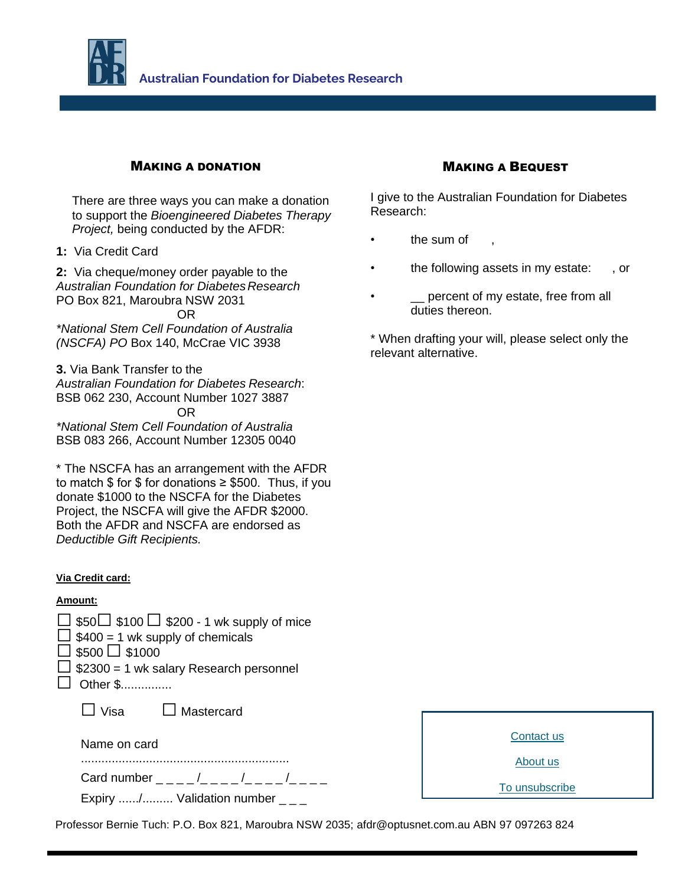**Australian Foundation for Diabetes Research**

## Making a Donation

There are three ways you can make a donation to support the *Bioengineered Diabetes Therapy Project,* being conducted by the AFDR:

**1:** Via Credit Card

**2:** Via cheque/money order payable to the *Australian Foundation for Diabetes Research*
PO Box 821, Maroubra NSW 2031

OR

*National Stem Cell Foundation of Australia (NSCFA) PO* Box 140, McCrae VIC 3938

**3.** Via Bank Transfer to the *Australian Foundation for Diabetes Research*:
BSB 062 230, Account Number 1027 3887

OR

*National Stem Cell Foundation of Australia*
BSB 083 266, Account Number 12305 0040

* The NSCFA has an arrangement with the AFDR to match $ for $ for donations ≥ $500. Thus, if you donate $1000 to the NSCFA for the Diabetes Project, the NSCFA will give the AFDR $2000. Both the AFDR and NSCFA are endorsed as *Deductible Gift Recipients.*

**Via Credit card:**

**Amount:**

☐ $50 ☐ $100 ☐ $200 - 1 wk supply of mice
☐ $400 = 1 wk supply of chemicals
☐ $500 ☐ $1000
☐ $2300 = 1 wk salary Research personnel
☐ Other $...............

☐ Visa ☐ Mastercard

Name on card
............................................................

Card number _ _ _ _ /_ _ _ _ /_ _ _ _ /_ _ _ _

Expiry ....../......... Validation number _ _ _

## Making a Bequest

I give to the Australian Foundation for Diabetes Research:

- the sum of ,
- the following assets in my estate: , or
- __ percent of my estate, free from all duties thereon.

* When drafting your will, please select only the relevant alternative.

Contact us

About us

To unsubscribe

Professor Bernie Tuch: P.O. Box 821, Maroubra NSW 2035; afdr@optusnet.com.au ABN 97 097263 824